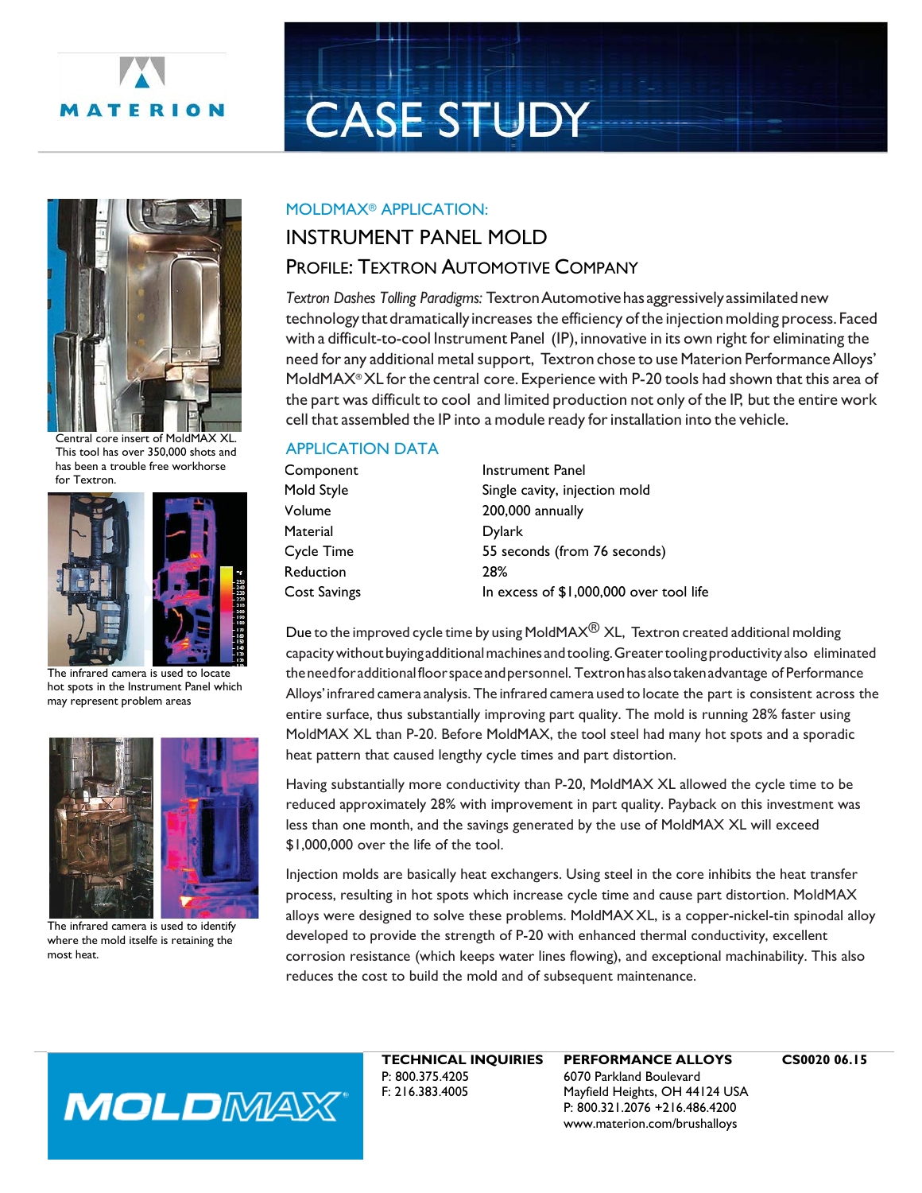MATERION

# CASE STUDY

Central core insert of MoldMAX XL. This tool has over 350,000 shots and has been a trouble free workhorse for Textron.

The infrared camera is used to locate hot spots in the Instrument Panel which may represent problem areas

The infrared camera is used to identify where the mold itself is retaining the most heat.

## MOLDMAX® APPLICATION:

## INSTRUMENT PANEL MOLD

### PROFILE: TEXTRON AUTOMOTIVE COMPANY

*Textron Dashes Tolling Paradigms:* Textron Automotive has aggressively assimilated new technology that dramatically increases the efficiency of the injection molding process. Faced with a difficult-to-cool Instrument Panel (IP), innovative in its own right for eliminating the need for any additional metal support, Textron chose to use Materion Performance Alloys' MoldMAX® XL for the central core. Experience with P-20 tools had shown that this area of the part was difficult to cool and limited production not only of the IP, but the entire work cell that assembled the IP into a module ready for installation into the vehicle.

### APPLICATION DATA

| | |
|---|---|
| Component | Instrument Panel |
| Mold Style | Single cavity, injection mold |
| Volume | 200,000 annually |
| Material | Dylark |
| Cycle Time | 55 seconds (from 76 seconds) |
| Reduction | 28% |
| Cost Savings | In excess of $1,000,000 over tool life |

Due to the improved cycle time by using MoldMAX® XL, Textron created additional molding capacity without buying additional machines and tooling. Greater tooling productivity also eliminated the need for additional floor space and personnel. Textron has also taken advantage of Performance Alloys' infrared camera analysis. The infrared camera used to locate the part is consistent across the entire surface, thus substantially improving part quality. The mold is running 28% faster using MoldMAX XL than P-20. Before MoldMAX, the tool steel had many hot spots and a sporadic heat pattern that caused lengthy cycle times and part distortion.

Having substantially more conductivity than P-20, MoldMAX XL allowed the cycle time to be reduced approximately 28% with improvement in part quality. Payback on this investment was less than one month, and the savings generated by the use of MoldMAX XL will exceed $1,000,000 over the life of the tool.

Injection molds are basically heat exchangers. Using steel in the core inhibits the heat transfer process, resulting in hot spots which increase cycle time and cause part distortion. MoldMAX alloys were designed to solve these problems. MoldMAX XL, is a copper-nickel-tin spinodal alloy developed to provide the strength of P-20 with enhanced thermal conductivity, excellent corrosion resistance (which keeps water lines flowing), and exceptional machinability. This also reduces the cost to build the mold and of subsequent maintenance.

MOLDMAX®

**TECHNICAL INQUIRIES**
P: 800.375.4205
F: 216.383.4005

**PERFORMANCE ALLOYS**
6070 Parkland Boulevard
Mayfield Heights, OH 44124 USA
P: 800.321.2076 +216.486.4200
www.materion.com/brushalloys

**CS0020 06.15**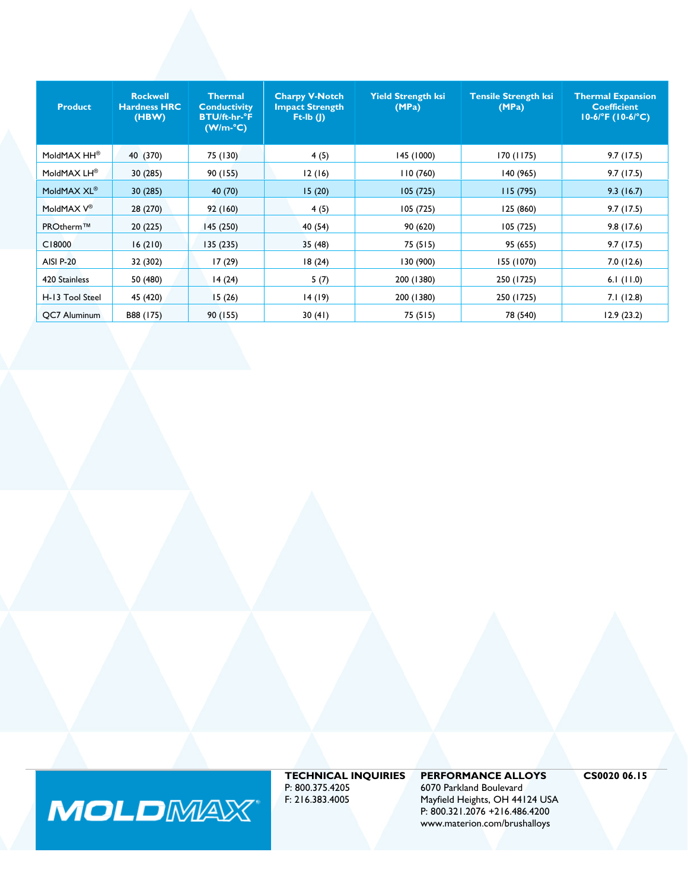| Product | Rockwell Hardness HRC (HBW) | Thermal Conductivity BTU/ft-hr-°F (W/m-°C) | Charpy V-Notch Impact Strength Ft-lb (J) | Yield Strength ksi (MPa) | Tensile Strength ksi (MPa) | Thermal Expansion Coefficient 10-6/°F (10-6/°C) |
|---|---|---|---|---|---|---|
| MoldMAX HH® | 40 (370) | 75 (130) | 4 (5) | 145 (1000) | 170 (1175) | 9.7 (17.5) |
| MoldMAX LH® | 30 (285) | 90 (155) | 12 (16) | 110 (760) | 140 (965) | 9.7 (17.5) |
| MoldMAX XL® | 30 (285) | 40 (70) | 15 (20) | 105 (725) | 115 (795) | 9.3 (16.7) |
| MoldMAX V® | 28 (270) | 92 (160) | 4 (5) | 105 (725) | 125 (860) | 9.7 (17.5) |
| PROtherm™ | 20 (225) | 145 (250) | 40 (54) | 90 (620) | 105 (725) | 9.8 (17.6) |
| C18000 | 16 (210) | 135 (235) | 35 (48) | 75 (515) | 95 (655) | 9.7 (17.5) |
| AISI P-20 | 32 (302) | 17 (29) | 18 (24) | 130 (900) | 155 (1070) | 7.0 (12.6) |
| 420 Stainless | 50 (480) | 14 (24) | 5 (7) | 200 (1380) | 250 (1725) | 6.1 (11.0) |
| H-13 Tool Steel | 45 (420) | 15 (26) | 14 (19) | 200 (1380) | 250 (1725) | 7.1 (12.8) |
| QC7 Aluminum | B88 (175) | 90 (155) | 30 (41) | 75 (515) | 78 (540) | 12.9 (23.2) |

MOLDMAX®

**TECHNICAL INQUIRIES**
P: 800.375.4205
F: 216.383.4005

**PERFORMANCE ALLOYS**
6070 Parkland Boulevard
Mayfield Heights, OH 44124 USA
P: 800.321.2076 +216.486.4200
www.materion.com/brushalloys

**CS0020 06.15**